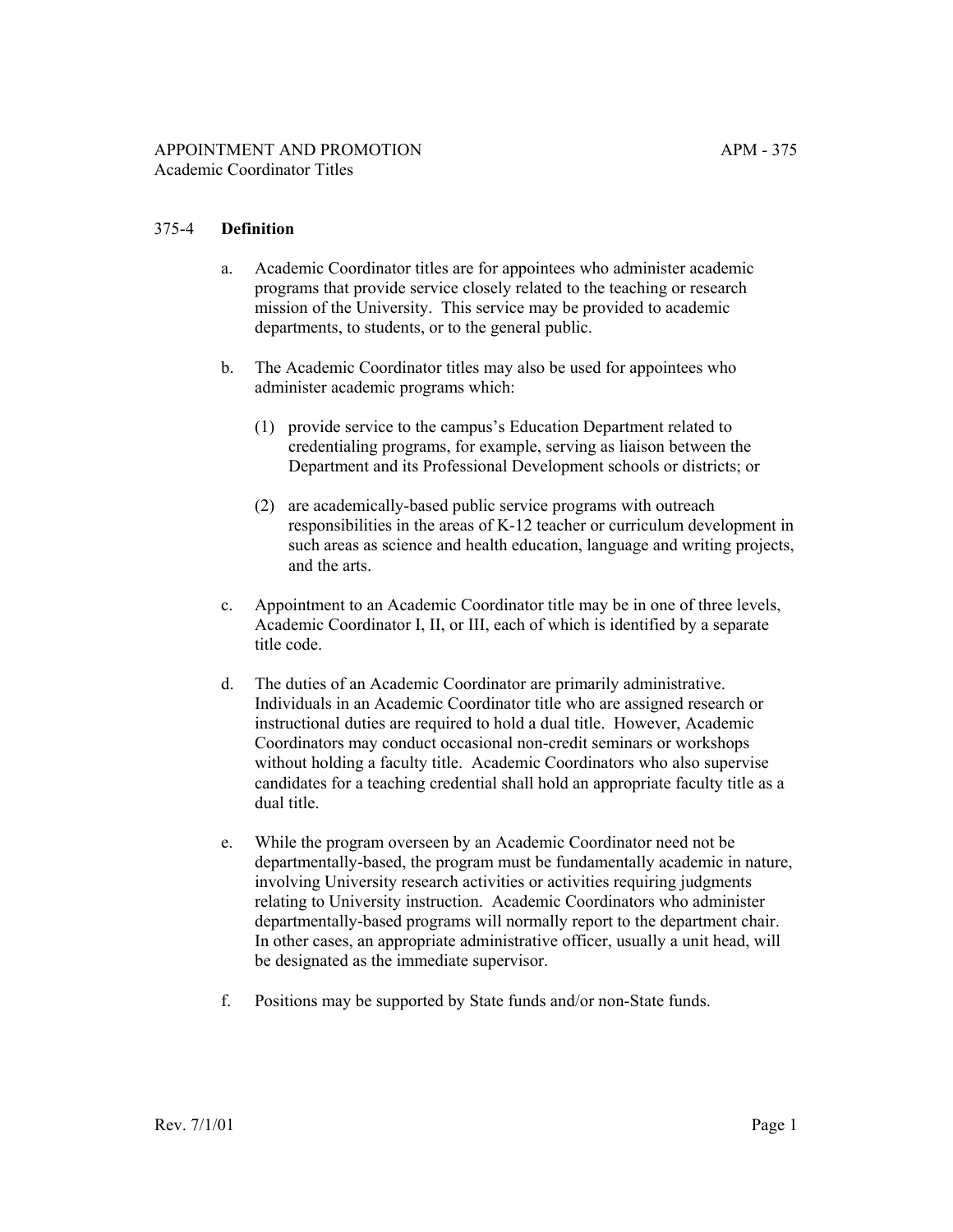# 375-4 Definition

a. Academic Coordinator titles are for appointees who administer academic programs that provide service closely related to the teaching or research mission of the University. This service may be provided to academic departments, to students, or to the general public.

b. The Academic Coordinator titles may also be used for appointees who administer academic programs which:

   (1) provide service to the campus's Education Department related to credentialing programs, for example, serving as liaison between the Department and its Professional Development schools or districts; or

   (2) are academically-based public service programs with outreach responsibilities in the areas of K-12 teacher or curriculum development in such areas as science and health education, language and writing projects, and the arts.

c. Appointment to an Academic Coordinator title may be in one of three levels, Academic Coordinator I, II, or III, each of which is identified by a separate title code.

d. The duties of an Academic Coordinator are primarily administrative. Individuals in an Academic Coordinator title who are assigned research or instructional duties are required to hold a dual title. However, Academic Coordinators may conduct occasional non-credit seminars or workshops without holding a faculty title. Academic Coordinators who also supervise candidates for a teaching credential shall hold an appropriate faculty title as a dual title.

e. While the program overseen by an Academic Coordinator need not be departmentally-based, the program must be fundamentally academic in nature, involving University research activities or activities requiring judgments relating to University instruction. Academic Coordinators who administer departmentally-based programs will normally report to the department chair. In other cases, an appropriate administrative officer, usually a unit head, will be designated as the immediate supervisor.

f. Positions may be supported by State funds and/or non-State funds.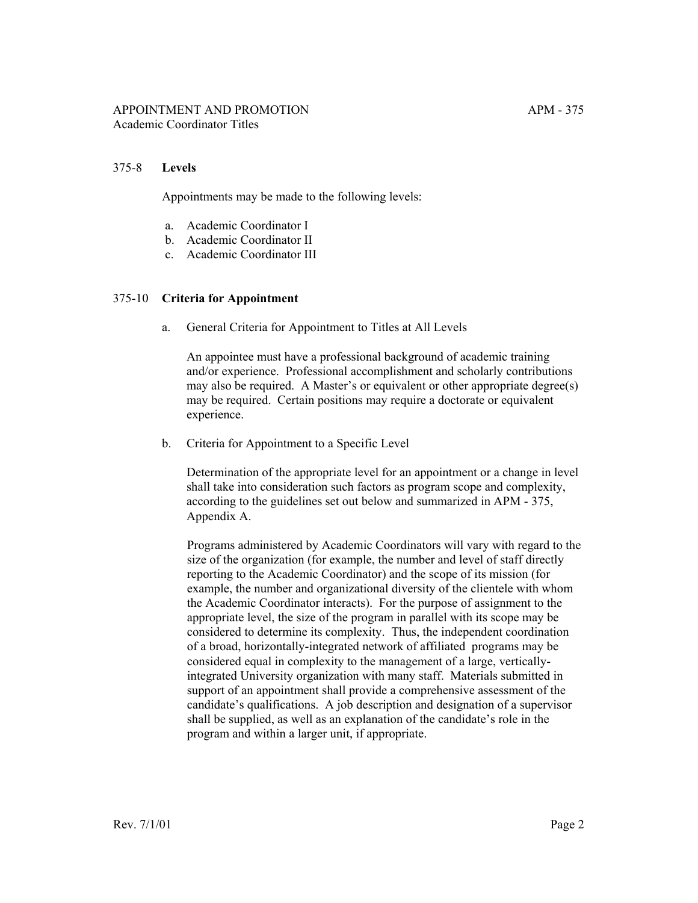### 375-8 **Levels**

Appointments may be made to the following levels:

a. Academic Coordinator I
b. Academic Coordinator II
c. Academic Coordinator III

### 375-10 **Criteria for Appointment**

a. General Criteria for Appointment to Titles at All Levels

An appointee must have a professional background of academic training and/or experience. Professional accomplishment and scholarly contributions may also be required. A Master's or equivalent or other appropriate degree(s) may be required. Certain positions may require a doctorate or equivalent experience.

b. Criteria for Appointment to a Specific Level

Determination of the appropriate level for an appointment or a change in level shall take into consideration such factors as program scope and complexity, according to the guidelines set out below and summarized in APM - 375, Appendix A.

Programs administered by Academic Coordinators will vary with regard to the size of the organization (for example, the number and level of staff directly reporting to the Academic Coordinator) and the scope of its mission (for example, the number and organizational diversity of the clientele with whom the Academic Coordinator interacts). For the purpose of assignment to the appropriate level, the size of the program in parallel with its scope may be considered to determine its complexity. Thus, the independent coordination of a broad, horizontally-integrated network of affiliated programs may be considered equal in complexity to the management of a large, vertically-integrated University organization with many staff. Materials submitted in support of an appointment shall provide a comprehensive assessment of the candidate's qualifications. A job description and designation of a supervisor shall be supplied, as well as an explanation of the candidate's role in the program and within a larger unit, if appropriate.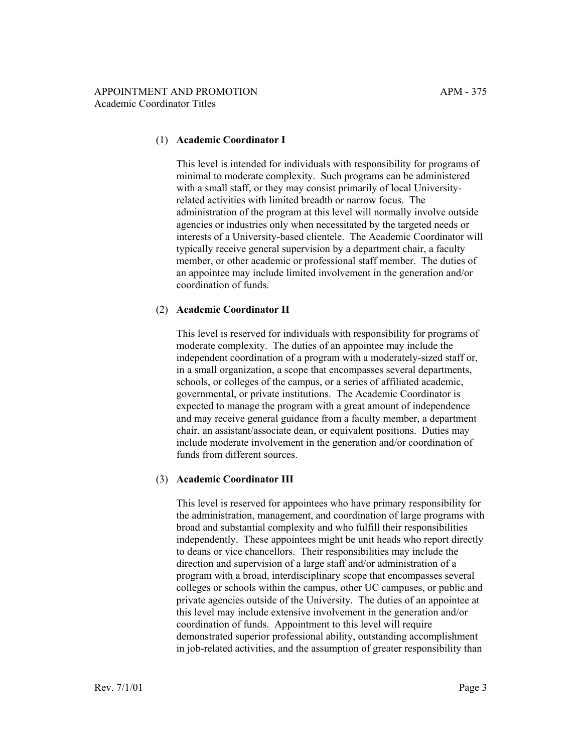(1) **Academic Coordinator I**

This level is intended for individuals with responsibility for programs of minimal to moderate complexity. Such programs can be administered with a small staff, or they may consist primarily of local University-related activities with limited breadth or narrow focus. The administration of the program at this level will normally involve outside agencies or industries only when necessitated by the targeted needs or interests of a University-based clientele. The Academic Coordinator will typically receive general supervision by a department chair, a faculty member, or other academic or professional staff member. The duties of an appointee may include limited involvement in the generation and/or coordination of funds.

(2) **Academic Coordinator II**

This level is reserved for individuals with responsibility for programs of moderate complexity. The duties of an appointee may include the independent coordination of a program with a moderately-sized staff or, in a small organization, a scope that encompasses several departments, schools, or colleges of the campus, or a series of affiliated academic, governmental, or private institutions. The Academic Coordinator is expected to manage the program with a great amount of independence and may receive general guidance from a faculty member, a department chair, an assistant/associate dean, or equivalent positions. Duties may include moderate involvement in the generation and/or coordination of funds from different sources.

(3) **Academic Coordinator III**

This level is reserved for appointees who have primary responsibility for the administration, management, and coordination of large programs with broad and substantial complexity and who fulfill their responsibilities independently. These appointees might be unit heads who report directly to deans or vice chancellors. Their responsibilities may include the direction and supervision of a large staff and/or administration of a program with a broad, interdisciplinary scope that encompasses several colleges or schools within the campus, other UC campuses, or public and private agencies outside of the University. The duties of an appointee at this level may include extensive involvement in the generation and/or coordination of funds. Appointment to this level will require demonstrated superior professional ability, outstanding accomplishment in job-related activities, and the assumption of greater responsibility than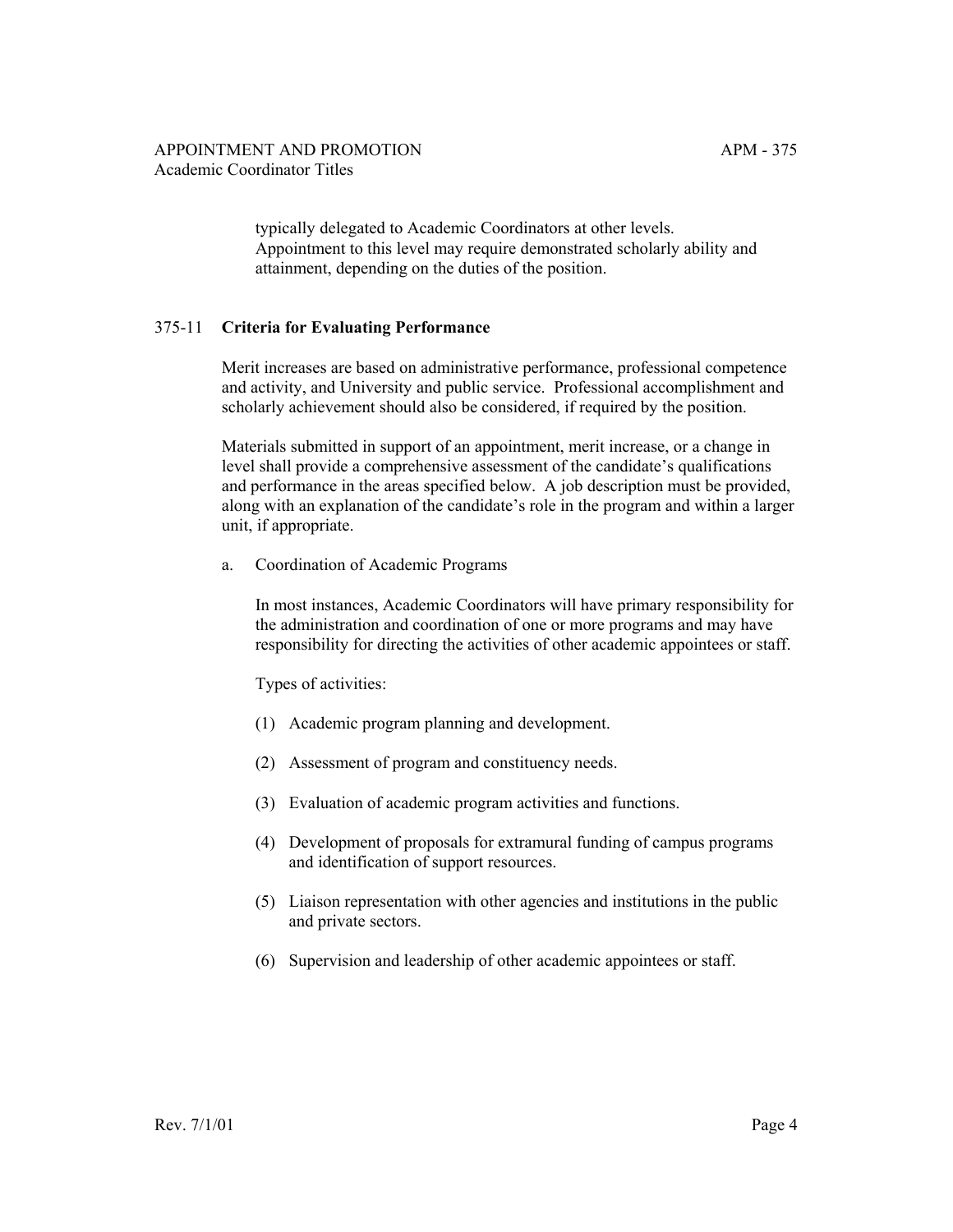typically delegated to Academic Coordinators at other levels. Appointment to this level may require demonstrated scholarly ability and attainment, depending on the duties of the position.

## 375-11 **Criteria for Evaluating Performance**

Merit increases are based on administrative performance, professional competence and activity, and University and public service. Professional accomplishment and scholarly achievement should also be considered, if required by the position.

Materials submitted in support of an appointment, merit increase, or a change in level shall provide a comprehensive assessment of the candidate's qualifications and performance in the areas specified below. A job description must be provided, along with an explanation of the candidate's role in the program and within a larger unit, if appropriate.

a. Coordination of Academic Programs

In most instances, Academic Coordinators will have primary responsibility for the administration and coordination of one or more programs and may have responsibility for directing the activities of other academic appointees or staff.

Types of activities:

(1) Academic program planning and development.

(2) Assessment of program and constituency needs.

(3) Evaluation of academic program activities and functions.

(4) Development of proposals for extramural funding of campus programs and identification of support resources.

(5) Liaison representation with other agencies and institutions in the public and private sectors.

(6) Supervision and leadership of other academic appointees or staff.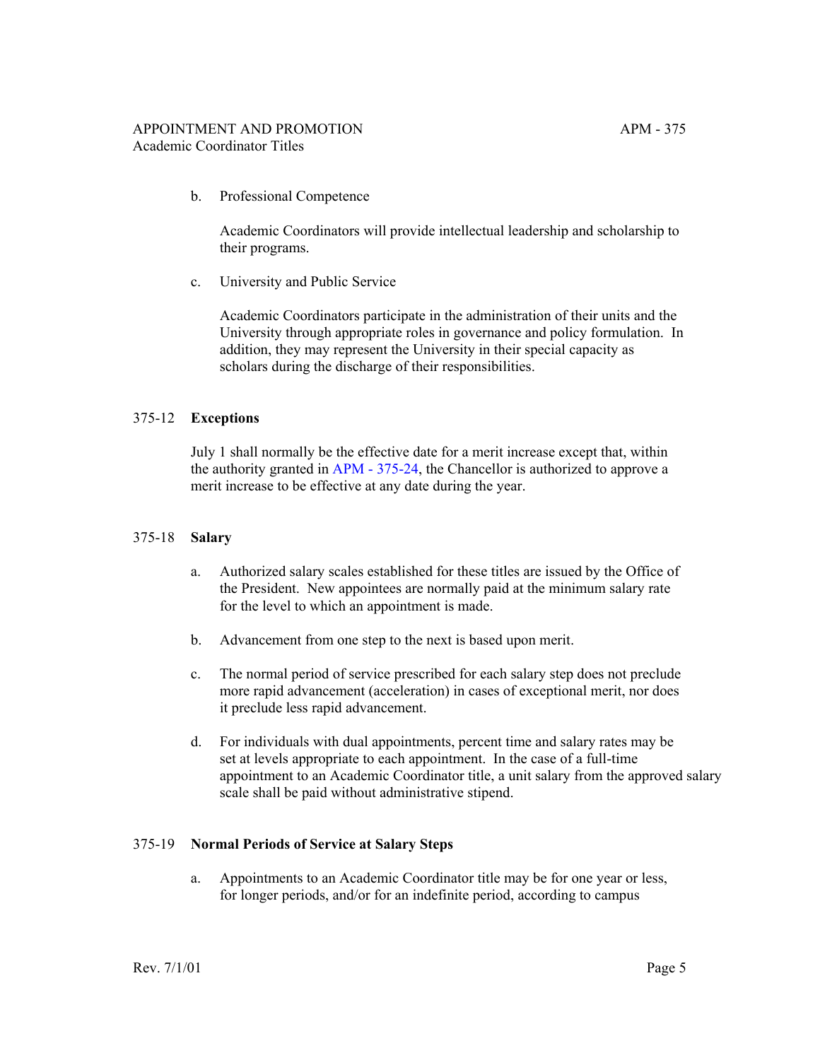b. Professional Competence

Academic Coordinators will provide intellectual leadership and scholarship to their programs.

c. University and Public Service

Academic Coordinators participate in the administration of their units and the University through appropriate roles in governance and policy formulation. In addition, they may represent the University in their special capacity as scholars during the discharge of their responsibilities.

## 375-12 **Exceptions**

July 1 shall normally be the effective date for a merit increase except that, within the authority granted in APM - 375-24, the Chancellor is authorized to approve a merit increase to be effective at any date during the year.

## 375-18 **Salary**

a. Authorized salary scales established for these titles are issued by the Office of the President. New appointees are normally paid at the minimum salary rate for the level to which an appointment is made.

b. Advancement from one step to the next is based upon merit.

c. The normal period of service prescribed for each salary step does not preclude more rapid advancement (acceleration) in cases of exceptional merit, nor does it preclude less rapid advancement.

d. For individuals with dual appointments, percent time and salary rates may be set at levels appropriate to each appointment. In the case of a full-time appointment to an Academic Coordinator title, a unit salary from the approved salary scale shall be paid without administrative stipend.

## 375-19 **Normal Periods of Service at Salary Steps**

a. Appointments to an Academic Coordinator title may be for one year or less, for longer periods, and/or for an indefinite period, according to campus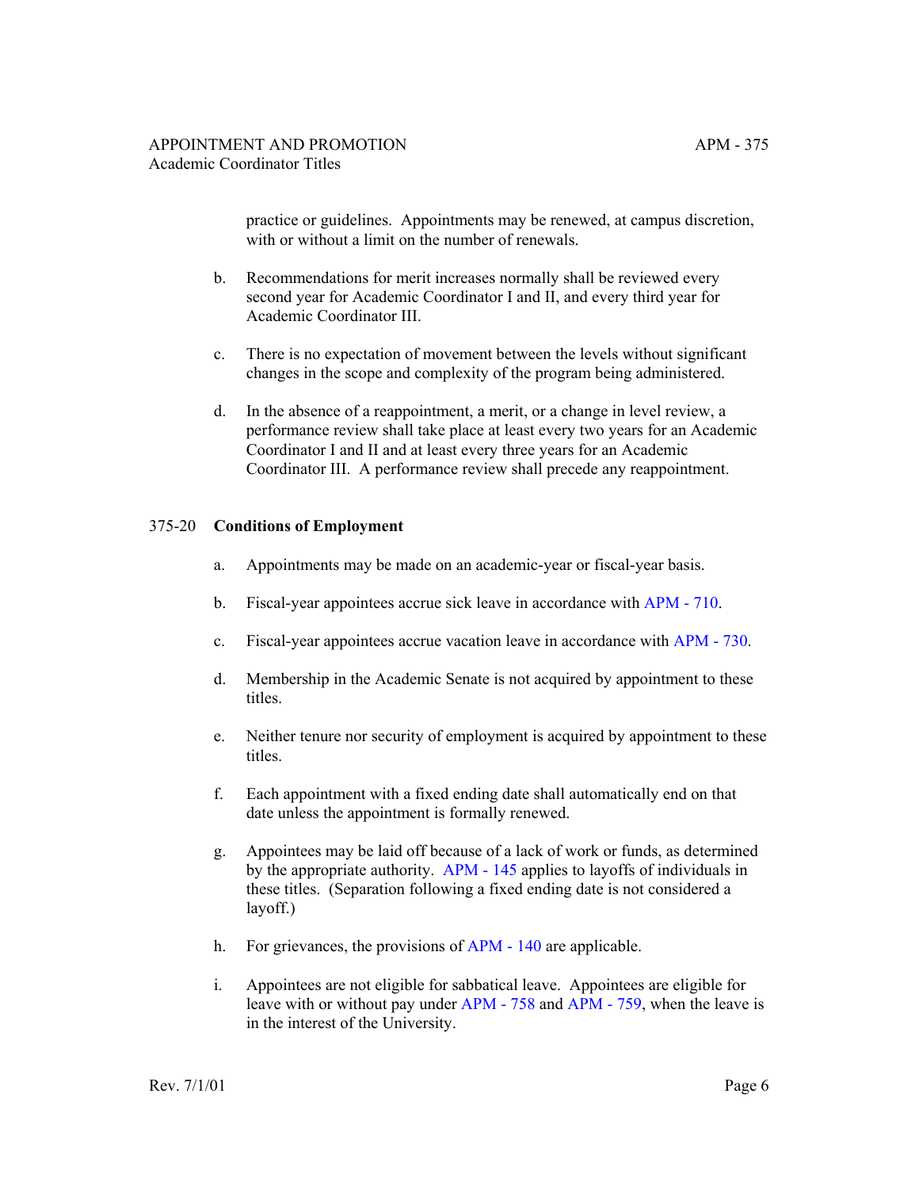practice or guidelines. Appointments may be renewed, at campus discretion, with or without a limit on the number of renewals.

b. Recommendations for merit increases normally shall be reviewed every second year for Academic Coordinator I and II, and every third year for Academic Coordinator III.

c. There is no expectation of movement between the levels without significant changes in the scope and complexity of the program being administered.

d. In the absence of a reappointment, a merit, or a change in level review, a performance review shall take place at least every two years for an Academic Coordinator I and II and at least every three years for an Academic Coordinator III. A performance review shall precede any reappointment.

## 375-20 Conditions of Employment

a. Appointments may be made on an academic-year or fiscal-year basis.

b. Fiscal-year appointees accrue sick leave in accordance with APM - 710.

c. Fiscal-year appointees accrue vacation leave in accordance with APM - 730.

d. Membership in the Academic Senate is not acquired by appointment to these titles.

e. Neither tenure nor security of employment is acquired by appointment to these titles.

f. Each appointment with a fixed ending date shall automatically end on that date unless the appointment is formally renewed.

g. Appointees may be laid off because of a lack of work or funds, as determined by the appropriate authority. APM - 145 applies to layoffs of individuals in these titles. (Separation following a fixed ending date is not considered a layoff.)

h. For grievances, the provisions of APM - 140 are applicable.

i. Appointees are not eligible for sabbatical leave. Appointees are eligible for leave with or without pay under APM - 758 and APM - 759, when the leave is in the interest of the University.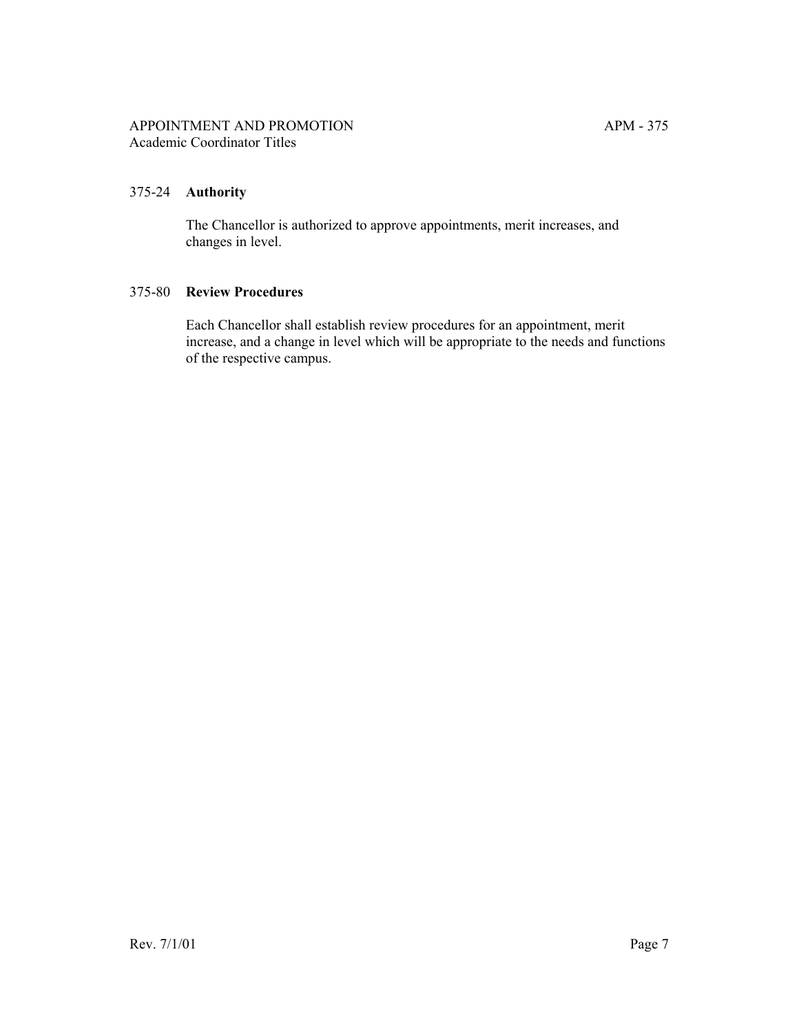### 375-24 **Authority**

The Chancellor is authorized to approve appointments, merit increases, and changes in level.

### 375-80 **Review Procedures**

Each Chancellor shall establish review procedures for an appointment, merit increase, and a change in level which will be appropriate to the needs and functions of the respective campus.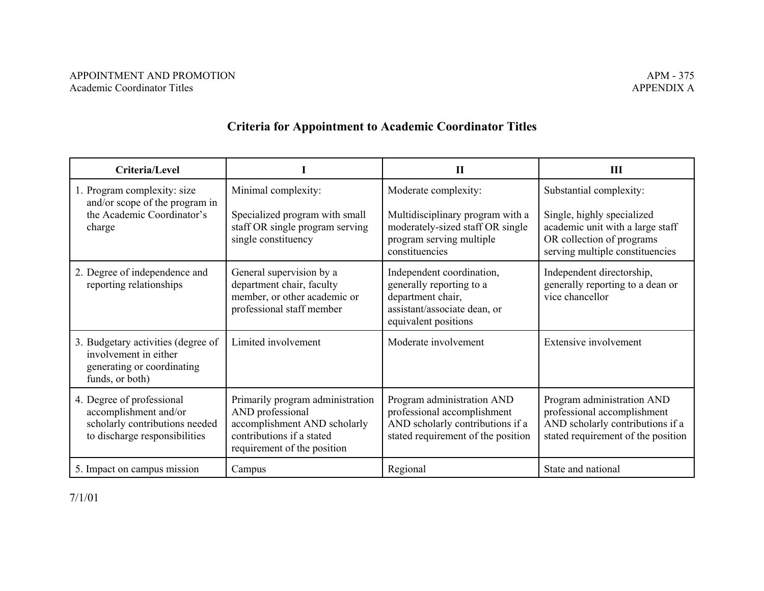# Criteria for Appointment to Academic Coordinator Titles

| Criteria/Level | I | II | III |
|---|---|---|---|
| 1. Program complexity: size and/or scope of the program in the Academic Coordinator's charge | Minimal complexity: Specialized program with small staff OR single program serving single constituency | Moderate complexity: Multidisciplinary program with a moderately-sized staff OR single program serving multiple constituencies | Substantial complexity: Single, highly specialized academic unit with a large staff OR collection of programs serving multiple constituencies |
| 2. Degree of independence and reporting relationships | General supervision by a department chair, faculty member, or other academic or professional staff member | Independent coordination, generally reporting to a department chair, assistant/associate dean, or equivalent positions | Independent directorship, generally reporting to a dean or vice chancellor |
| 3. Budgetary activities (degree of involvement in either generating or coordinating funds, or both) | Limited involvement | Moderate involvement | Extensive involvement |
| 4. Degree of professional accomplishment and/or scholarly contributions needed to discharge responsibilities | Primarily program administration AND professional accomplishment AND scholarly contributions if a stated requirement of the position | Program administration AND professional accomplishment AND scholarly contributions if a stated requirement of the position | Program administration AND professional accomplishment AND scholarly contributions if a stated requirement of the position |
| 5. Impact on campus mission | Campus | Regional | State and national |